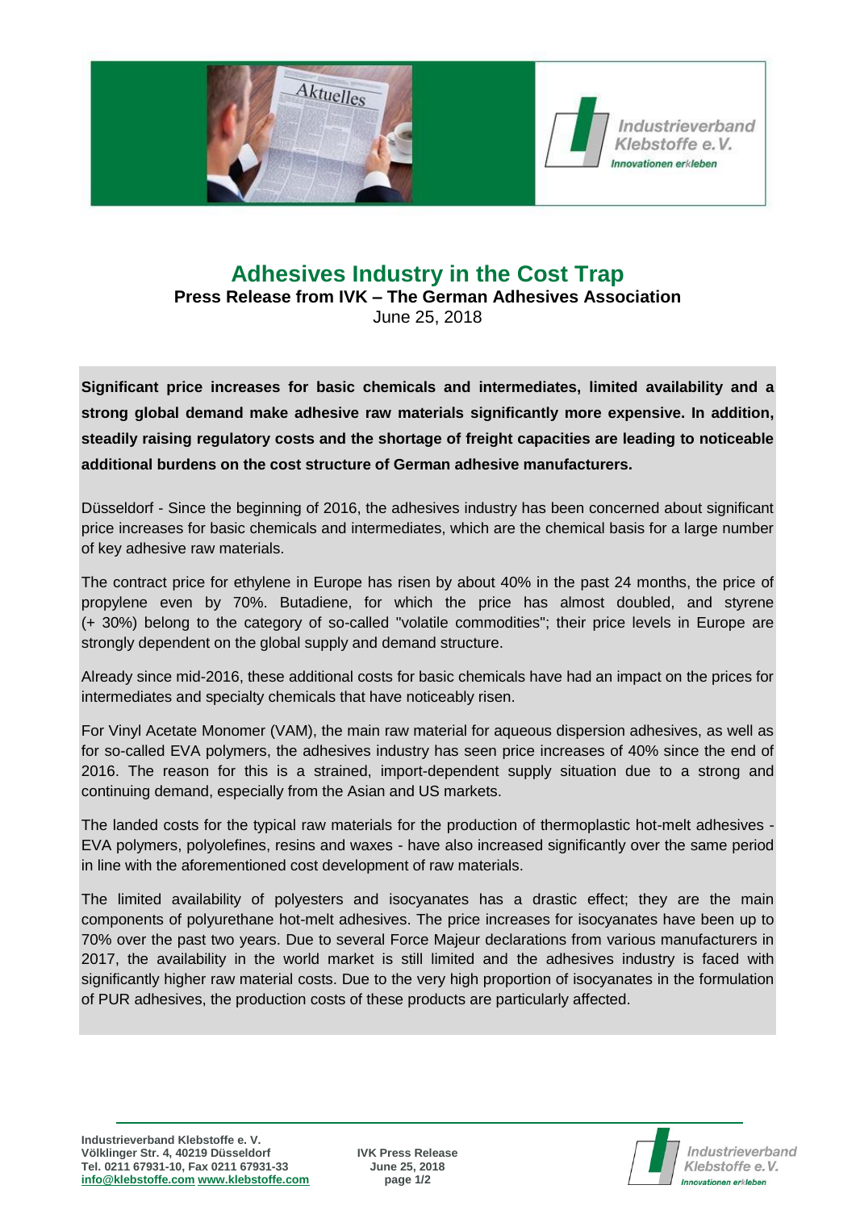# Adhesives Industry in the Cost Trap

**Press Release from IVK – The German Adhesives Association**

June 25, 2018

**Significant price increases for basic chemicals and intermediates, limited availability and a strong global demand make adhesive raw materials significantly more expensive. In addition, steadily raising regulatory costs and the shortage of freight capacities are leading to noticeable additional burdens on the cost structure of German adhesive manufacturers.**

Düsseldorf - Since the beginning of 2016, the adhesives industry has been concerned about significant price increases for basic chemicals and intermediates, which are the chemical basis for a large number of key adhesive raw materials.

The contract price for ethylene in Europe has risen by about 40% in the past 24 months, the price of propylene even by 70%. Butadiene, for which the price has almost doubled, and styrene (+ 30%) belong to the category of so-called "volatile commodities"; their price levels in Europe are strongly dependent on the global supply and demand structure.

Already since mid-2016, these additional costs for basic chemicals have had an impact on the prices for intermediates and specialty chemicals that have noticeably risen.

For Vinyl Acetate Monomer (VAM), the main raw material for aqueous dispersion adhesives, as well as for so-called EVA polymers, the adhesives industry has seen price increases of 40% since the end of 2016. The reason for this is a strained, import-dependent supply situation due to a strong and continuing demand, especially from the Asian and US markets.

The landed costs for the typical raw materials for the production of thermoplastic hot-melt adhesives - EVA polymers, polyolefines, resins and waxes - have also increased significantly over the same period in line with the aforementioned cost development of raw materials.

The limited availability of polyesters and isocyanates has a drastic effect; they are the main components of polyurethane hot-melt adhesives. The price increases for isocyanates have been up to 70% over the past two years. Due to several Force Majeur declarations from various manufacturers in 2017, the availability in the world market is still limited and the adhesives industry is faced with significantly higher raw material costs. Due to the very high proportion of isocyanates in the formulation of PUR adhesives, the production costs of these products are particularly affected.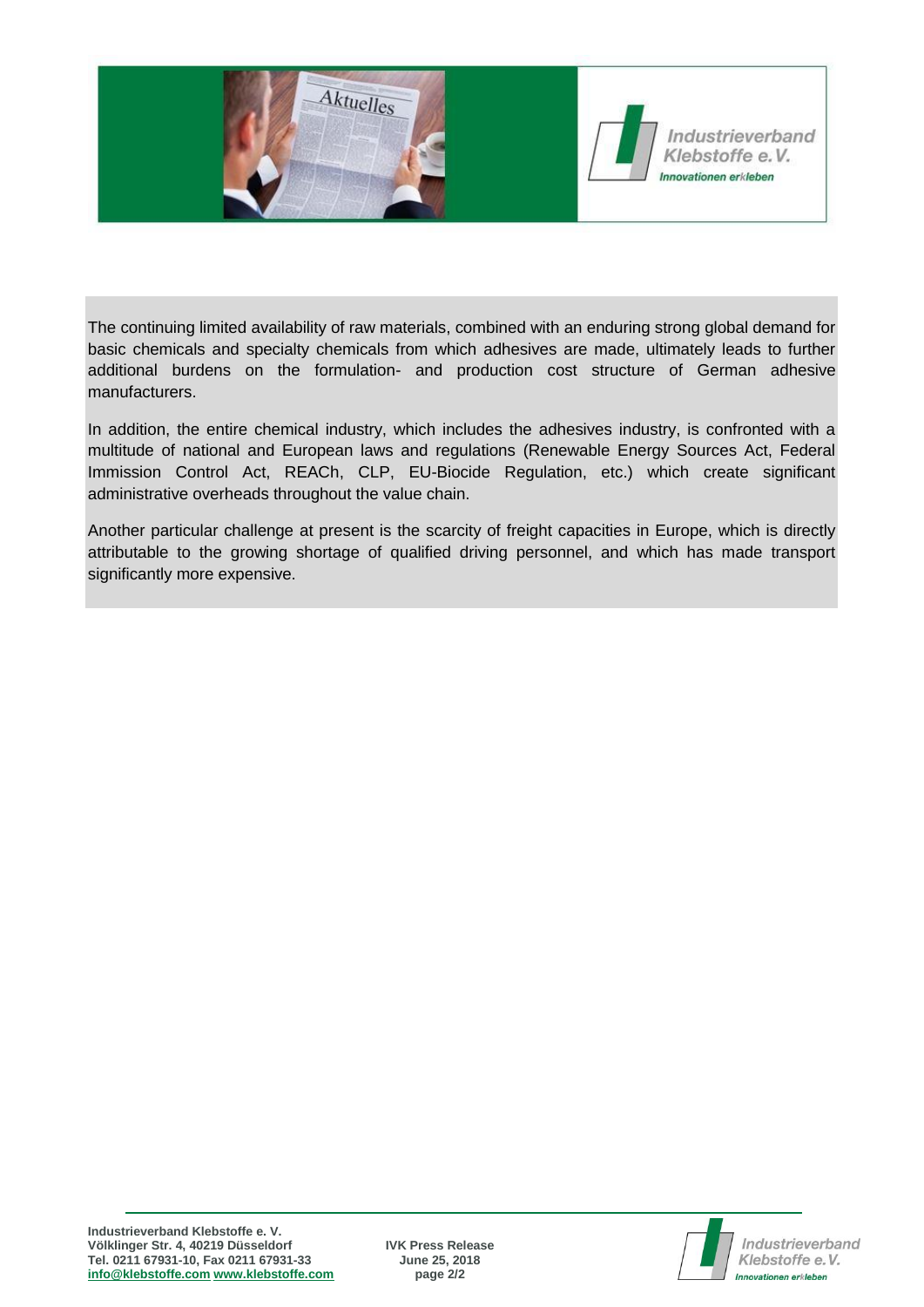The continuing limited availability of raw materials, combined with an enduring strong global demand for basic chemicals and specialty chemicals from which adhesives are made, ultimately leads to further additional burdens on the formulation- and production cost structure of German adhesive manufacturers.

In addition, the entire chemical industry, which includes the adhesives industry, is confronted with a multitude of national and European laws and regulations (Renewable Energy Sources Act, Federal Immission Control Act, REACh, CLP, EU-Biocide Regulation, etc.) which create significant administrative overheads throughout the value chain.

Another particular challenge at present is the scarcity of freight capacities in Europe, which is directly attributable to the growing shortage of qualified driving personnel, and which has made transport significantly more expensive.